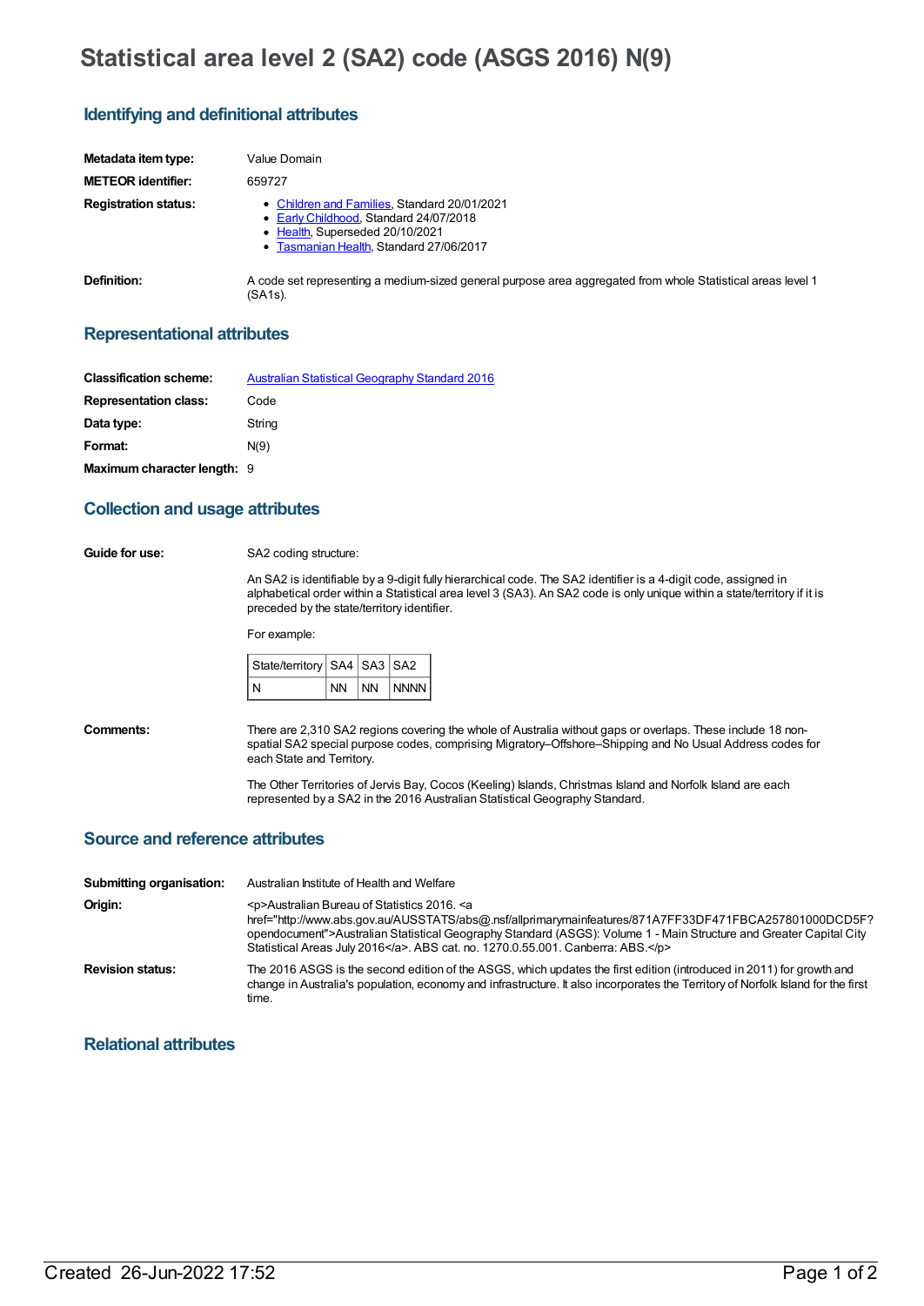# Statistical area level 2 (SA2) code (ASGS 2016) N(9)

## Identifying and definitional attributes

| | |
|---|---|
| **Metadata item type:** | Value Domain |
| **METEOR identifier:** | 659727 |
| **Registration status:** | • Children and Families, Standard 20/01/2021<br>• Early Childhood, Standard 24/07/2018<br>• Health, Superseded 20/10/2021<br>• Tasmanian Health, Standard 27/06/2017 |
| **Definition:** | A code set representing a medium-sized general purpose area aggregated from whole Statistical areas level 1 (SA1s). |

## Representational attributes

| | |
|---|---|
| **Classification scheme:** | Australian Statistical Geography Standard 2016 |
| **Representation class:** | Code |
| **Data type:** | String |
| **Format:** | N(9) |
| **Maximum character length:** | 9 |

## Collection and usage attributes

**Guide for use:**

SA2 coding structure:

An SA2 is identifiable by a 9-digit fully hierarchical code. The SA2 identifier is a 4-digit code, assigned in alphabetical order within a Statistical area level 3 (SA3). An SA2 code is only unique within a state/territory if it is preceded by the state/territory identifier.

For example:

| State/territory | SA4 | SA3 | SA2 |
|---|---|---|---|
| N | NN | NN | NNNN |

**Comments:**

There are 2,310 SA2 regions covering the whole of Australia without gaps or overlaps. These include 18 non-spatial SA2 special purpose codes, comprising Migratory–Offshore–Shipping and No Usual Address codes for each State and Territory.

The Other Territories of Jervis Bay, Cocos (Keeling) Islands, Christmas Island and Norfolk Island are each represented by a SA2 in the 2016 Australian Statistical Geography Standard.

## Source and reference attributes

| | |
|---|---|
| **Submitting organisation:** | Australian Institute of Health and Welfare |
| **Origin:** | <p>Australian Bureau of Statistics 2016. <a href="http://www.abs.gov.au/AUSSTATS/abs@.nsf/allprimarymainfeatures/871A7FF33DF471FBCA257801000DCD5F?opendocument">Australian Statistical Geography Standard (ASGS): Volume 1 - Main Structure and Greater Capital City Statistical Areas July 2016</a>. ABS cat. no. 1270.0.55.001. Canberra: ABS.</p> |
| **Revision status:** | The 2016 ASGS is the second edition of the ASGS, which updates the first edition (introduced in 2011) for growth and change in Australia's population, economy and infrastructure. It also incorporates the Territory of Norfolk Island for the first time. |

## Relational attributes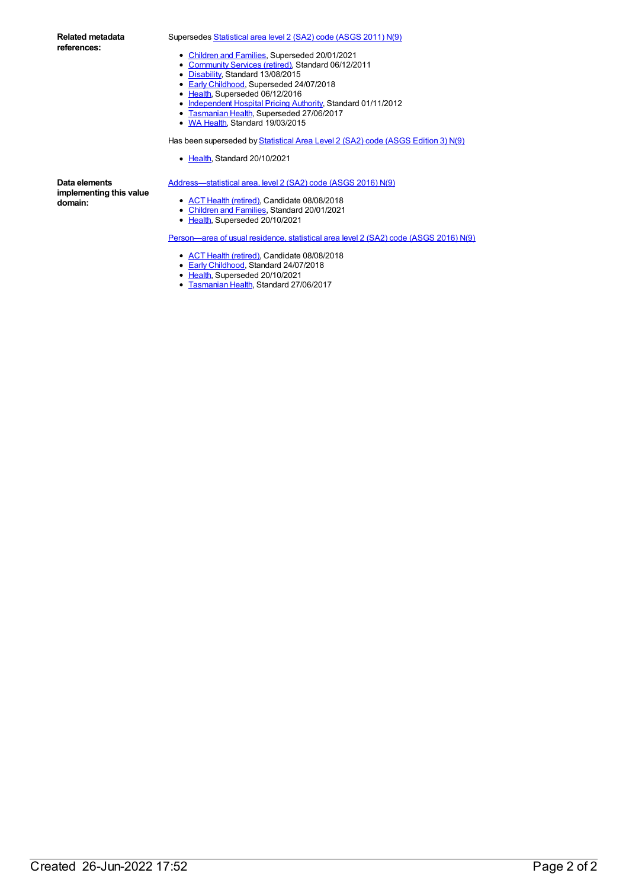**Related metadata references:**

Supersedes Statistical area level 2 (SA2) code (ASGS 2011) N(9)

- Children and Families, Superseded 20/01/2021
- Community Services (retired), Standard 06/12/2011
- Disability, Standard 13/08/2015
- Early Childhood, Superseded 24/07/2018
- Health, Superseded 06/12/2016
- Independent Hospital Pricing Authority, Standard 01/11/2012
- Tasmanian Health, Superseded 27/06/2017
- WA Health, Standard 19/03/2015

Has been superseded by Statistical Area Level 2 (SA2) code (ASGS Edition 3) N(9)

- Health, Standard 20/10/2021

**Data elements implementing this value domain:**

Address—statistical area, level 2 (SA2) code (ASGS 2016) N(9)

- ACT Health (retired), Candidate 08/08/2018
- Children and Families, Standard 20/01/2021
- Health, Superseded 20/10/2021

Person—area of usual residence, statistical area level 2 (SA2) code (ASGS 2016) N(9)

- ACT Health (retired), Candidate 08/08/2018
- Early Childhood, Standard 24/07/2018
- Health, Superseded 20/10/2021
- Tasmanian Health, Standard 27/06/2017